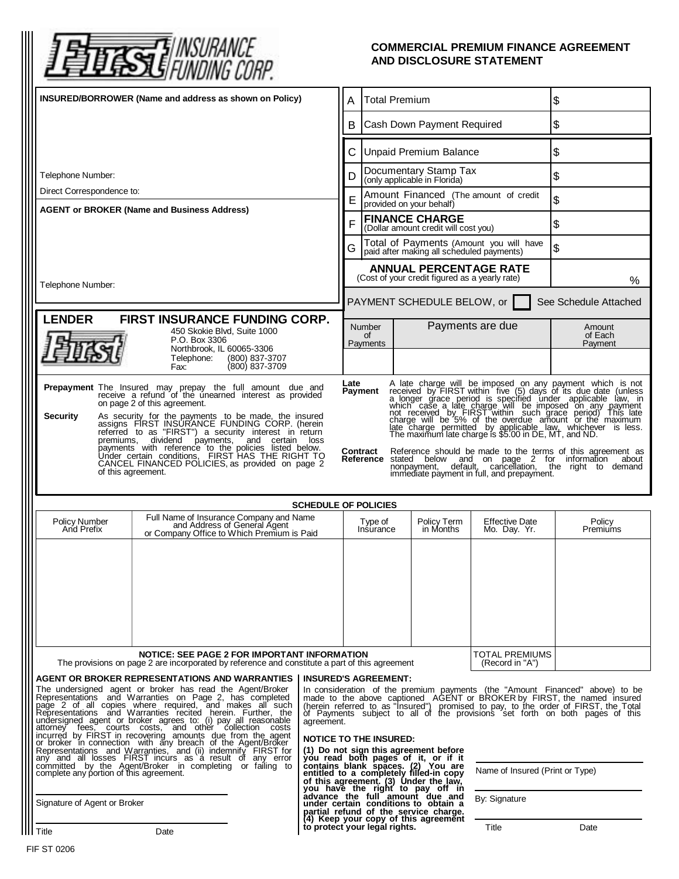# First INSURANCE FUNDING CORP.

## COMMERCIAL PREMIUM FINANCE AGREEMENT AND DISCLOSURE STATEMENT

**INSURED/BORROWER (Name and address as shown on Policy)**

Telephone Number:

Direct Correspondence to:

**AGENT or BROKER (Name and Business Address)**

Telephone Number:

| | | |
|---|---|---|
| A | Total Premium | $ |
| B | Cash Down Payment Required | $ |
| C | Unpaid Premium Balance | $ |
| D | Documentary Stamp Tax (only applicable in Florida) | $ |
| E | Amount Financed (The amount of credit provided on your behalf) | $ |
| F | **FINANCE CHARGE** (Dollar amount credit will cost you) | $ |
| G | Total of Payments (Amount you will have paid after making all scheduled payments) | $ |
| | **ANNUAL PERCENTAGE RATE** (Cost of your credit figured as a yearly rate) | % |

PAYMENT SCHEDULE BELOW, or ☐ See Schedule Attached

| Number of Payments | Payments are due | Amount of Each Payment |
|---|---|---|
| | | |

**LENDER FIRST INSURANCE FUNDING CORP.**
450 Skokie Blvd, Suite 1000
P.O. Box 3306
Northbrook, IL 60065-3306
Telephone: (800) 837-3707
Fax: (800) 837-3709

**Prepayment** The Insured may prepay the full amount due and receive a refund of the unearned interest as provided on page 2 of this agreement.

**Security** As security for the payments to be made, the insured assigns FIRST INSURANCE FUNDING CORP. (herein referred to as "FIRST") a security interest in return premiums, dividend payments, and certain loss payments with reference to the policies listed below. Under certain conditions, FIRST HAS THE RIGHT TO CANCEL FINANCED POLICIES, as provided on page 2 of this agreement.

**Late Payment** A late charge will be imposed on any payment which is not received by FIRST within five (5) days of its due date (unless a longer grace period is specified under applicable law, in which case a late charge will be imposed on any payment not received by FIRST within such grace period) This late charge will be 5% of the overdue amount or the maximum late charge permitted by applicable law, whichever is less. The maximum late charge is $5.00 in DE, MT, and ND.

**Contract Reference** Reference should be made to the terms of this agreement as stated below and on page 2 for information about nonpayment, default, cancellation, the right to demand immediate payment in full, and prepayment.

**SCHEDULE OF POLICIES**

| Policy Number And Prefix | Full Name of Insurance Company and Name and Address of General Agent or Company Office to Which Premium is Paid | Type of Insurance | Policy Term in Months | Effective Date Mo. Day. Yr. | Policy Premiums |
|---|---|---|---|---|---|
| | | | | | |
| | | | | TOTAL PREMIUMS (Record in "A") | |

**NOTICE: SEE PAGE 2 FOR IMPORTANT INFORMATION**
The provisions on page 2 are incorporated by reference and constitute a part of this agreement

**AGENT OR BROKER REPRESENTATIONS AND WARRANTIES**

The undersigned agent or broker has read the Agent/Broker Representations and Warranties on Page 2, has completed page 2 of all copies where required, and makes all such Representations and Warranties recited herein. Further, the undersigned agent or broker agrees to: (i) pay all reasonable attorney fees, courts costs, and other collection costs incurred by FIRST in recovering amounts due from the agent or broker in connection with any breach of the Agent/Broker Representations and Warranties, and (ii) indemnify FIRST for any and all losses FIRST incurs as a result of any error committed by the Agent/Broker in completing or failing to complete any portion of this agreement.

Signature of Agent or Broker

Title Date

**INSURED'S AGREEMENT:**

In consideration of the premium payments (the "Amount Financed" above) to be made to the above captioned AGENT or BROKER by FIRST, the named insured (herein referred to as "Insured") promised to pay, to the order of FIRST, the Total of Payments subject to all of the provisions set forth on both pages of this agreement.

**NOTICE TO THE INSURED:**

**(1) Do not sign this agreement before you read both pages of it, or if it contains blank spaces. (2) You are entitled to a completely filled-in copy of this agreement. (3) Under the law, you have the right to pay off in advance the full amount due and under certain conditions to obtain a partial refund of the service charge. (4) Keep your copy of this agreement to protect your legal rights.**

Name of Insured (Print or Type)

By: Signature

Title Date

FIF ST 0206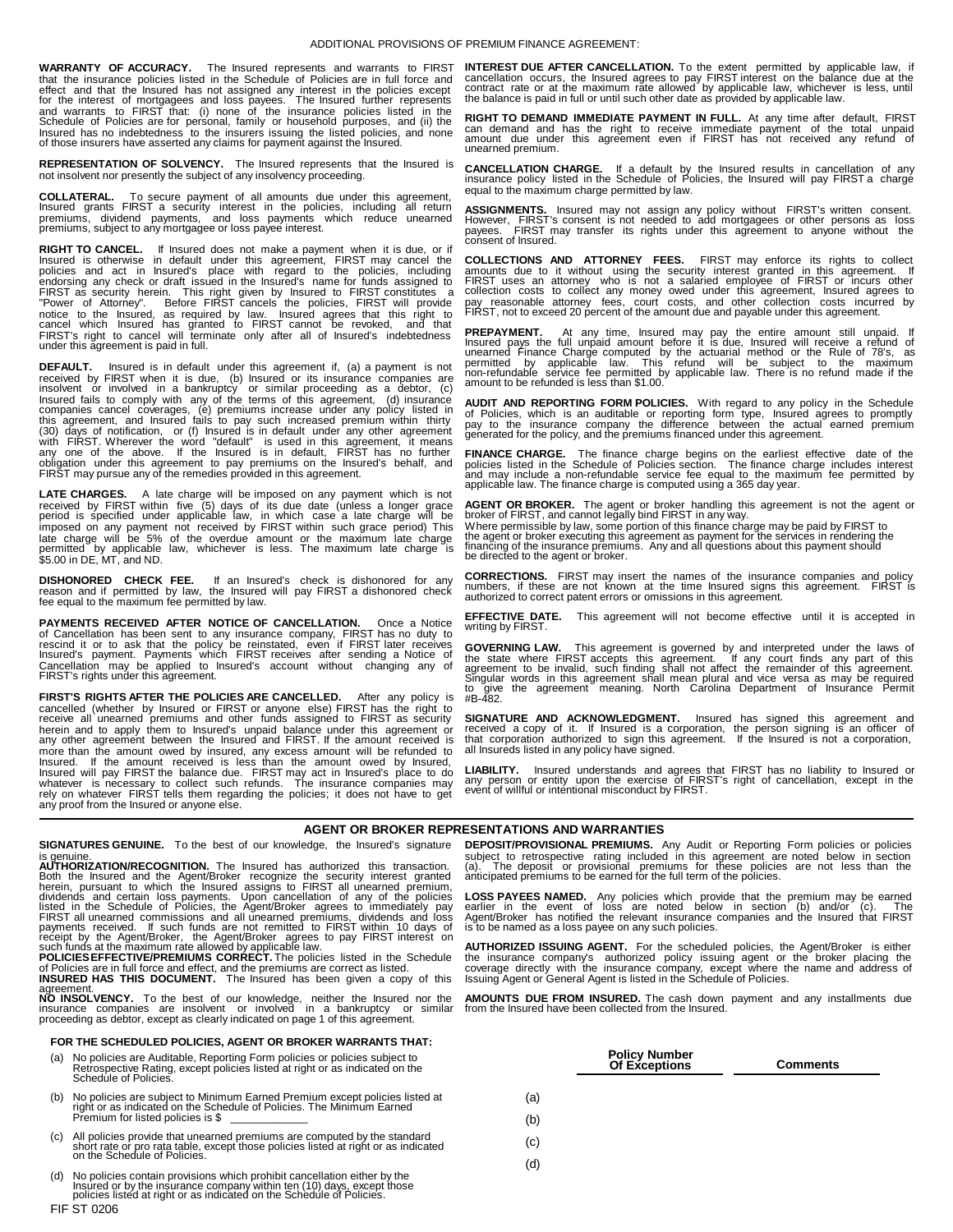ADDITIONAL PROVISIONS OF PREMIUM FINANCE AGREEMENT:

**WARRANTY OF ACCURACY.** The Insured represents and warrants to FIRST that the insurance policies listed in the Schedule of Policies are in full force and effect and that the Insured has not assigned any interest in the policies except for the interest of mortgagees and loss payees. The Insured further represents and warrants to FIRST that: (i) none of the insurance policies listed in the Schedule of Policies are for personal, family or household purposes, and (ii) the Insured has no indebtedness to the insurers issuing the listed policies, and none of those insurers have asserted any claims for payment against the Insured.

**REPRESENTATION OF SOLVENCY.** The Insured represents that the Insured is not insolvent nor presently the subject of any insolvency proceeding.

**COLLATERAL.** To secure payment of all amounts due under this agreement, Insured grants FIRST a security interest in the policies, including all return premiums, dividend payments, and loss payments which reduce unearned premiums, subject to any mortgagee or loss payee interest.

**RIGHT TO CANCEL.** If Insured does not make a payment when it is due, or if Insured is otherwise in default under this agreement, FIRST may cancel the policies and act in Insured's place with regard to the policies, including endorsing any check or draft issued in the Insured's name for funds assigned to FIRST as security herein. This right given by Insured to FIRST constitutes a "Power of Attorney". Before FIRST cancels the policies, FIRST will provide notice to the Insured, as required by law. Insured agrees that this right to cancel which Insured has granted to FIRST cannot be revoked, and that FIRST's right to cancel will terminate only after all of Insured's indebtedness under this agreement is paid in full.

**DEFAULT.** Insured is in default under this agreement if, (a) a payment is not received by FIRST when it is due, (b) Insured or its insurance companies are insolvent or involved in a bankruptcy or similar proceeding as a debtor, (c) Insured fails to comply with any of the terms of this agreement, (d) insurance companies cancel coverages, (e) premiums increase under any policy listed in this agreement, and Insured fails to pay such increased premium within thirty (30) days of notification, or (f) Insured is in default under any other agreement with FIRST. Wherever the word "default" is used in this agreement, it means any one of the above. If the Insured is in default, FIRST has no further obligation under this agreement to pay premiums on the Insured's behalf, and FIRST may pursue any of the remedies provided in this agreement.

**LATE CHARGES.** A late charge will be imposed on any payment which is not received by FIRST within five (5) days of its due date (unless a longer grace period is specified under applicable law, in which case a late charge will be imposed on any payment not received by FIRST within such grace period) This late charge will be 5% of the overdue amount or the maximum late charge permitted by applicable law, whichever is less. The maximum late charge is $5.00 in DE, MT, and ND.

**DISHONORED CHECK FEE.** If an Insured's check is dishonored for any reason and if permitted by law, the Insured will pay FIRST a dishonored check fee equal to the maximum fee permitted by law.

**PAYMENTS RECEIVED AFTER NOTICE OF CANCELLATION.** Once a Notice of Cancellation has been sent to any insurance company, FIRST has no duty to rescind it or to ask that the policy be reinstated, even if FIRST later receives Insured's payment. Payments which FIRST receives after sending a Notice of Cancellation may be applied to Insured's account without changing any of FIRST's rights under this agreement.

**FIRST'S RIGHTS AFTER THE POLICIES ARE CANCELLED.** After any policy is cancelled (whether by Insured or FIRST or anyone else) FIRST has the right to receive all unearned premiums and other funds assigned to FIRST as security herein and to apply them to Insured's unpaid balance under this agreement or any other agreement between the Insured and FIRST. If the amount received is more than the amount owed by insured, any excess amount will be refunded to Insured. If the amount received is less than the amount owed by Insured, Insured will pay FIRST the balance due. FIRST may act in Insured's place to do whatever is necessary to collect such refunds. The insurance companies may rely on whatever FIRST tells them regarding the policies; it does not have to get any proof from the Insured or anyone else.

**INTEREST DUE AFTER CANCELLATION.** To the extent permitted by applicable law, if cancellation occurs, the Insured agrees to pay FIRST interest on the balance due at the contract rate or at the maximum rate allowed by applicable law, whichever is less, until the balance is paid in full or until such other date as provided by applicable law.

**RIGHT TO DEMAND IMMEDIATE PAYMENT IN FULL.** At any time after default, FIRST can demand and has the right to receive immediate payment of the total unpaid amount due under this agreement even if FIRST has not received any refund of unearned premium.

**CANCELLATION CHARGE.** If a default by the Insured results in cancellation of any insurance policy listed in the Schedule of Policies, the Insured will pay FIRST a charge equal to the maximum charge permitted by law.

**ASSIGNMENTS.** Insured may not assign any policy without FIRST's written consent. However, FIRST's consent is not needed to add mortgagees or other persons as loss payees. FIRST may transfer its rights under this agreement to anyone without the consent of Insured.

**COLLECTIONS AND ATTORNEY FEES.** FIRST may enforce its rights to collect amounts due to it without using the security interest granted in this agreement. If FIRST uses an attorney who is not a salaried employee of FIRST or incurs other collection costs to collect any money owed under this agreement, Insured agrees to pay reasonable attorney fees, court costs, and other collection costs incurred by FIRST, not to exceed 20 percent of the amount due and payable under this agreement.

**PREPAYMENT.** At any time, Insured may pay the entire amount still unpaid. If Insured pays the full unpaid amount before it is due, Insured will receive a refund of unearned Finance Charge computed by the actuarial method or the Rule of 78's, as permitted by applicable law. This refund will be subject to the maximum non-refundable service fee permitted by applicable law. There is no refund made if the amount to be refunded is less than $1.00.

**AUDIT AND REPORTING FORM POLICIES.** With regard to any policy in the Schedule of Policies, which is an auditable or reporting form type, Insured agrees to promptly pay to the insurance company the difference between the actual earned premium generated for the policy, and the premiums financed under this agreement.

**FINANCE CHARGE.** The finance charge begins on the earliest effective date of the policies listed in the Schedule of Policies section. The finance charge includes interest and may include a non-refundable service fee equal to the maximum fee permitted by applicable law. The finance charge is computed using a 365 day year.

**AGENT OR BROKER.** The agent or broker handling this agreement is not the agent or broker of FIRST, and cannot legally bind FIRST in any way.
Where permissible by law, some portion of this finance charge may be paid by FIRST to the agent or broker executing this agreement as payment for the services in rendering the financing of the insurance premiums. Any and all questions about this payment should be directed to the agent or broker.

**CORRECTIONS.** FIRST may insert the names of the insurance companies and policy numbers, if these are not known at the time Insured signs this agreement. FIRST is authorized to correct patent errors or omissions in this agreement.

**EFFECTIVE DATE.** This agreement will not become effective until it is accepted in writing by FIRST.

**GOVERNING LAW.** This agreement is governed by and interpreted under the laws of the state where FIRST accepts this agreement. If any court finds any part of this agreement to be invalid, such finding shall not affect the remainder of this agreement. Singular words in this agreement shall mean plural and vice versa as may be required to give the agreement meaning. North Carolina Department of Insurance Permit #B-482.

**SIGNATURE AND ACKNOWLEDGMENT.** Insured has signed this agreement and received a copy of it. If Insured is a corporation, the person signing is an officer of that corporation authorized to sign this agreement. If the Insured is not a corporation, all Insureds listed in any policy have signed.

**LIABILITY.** Insured understands and agrees that FIRST has no liability to Insured or any person or entity upon the exercise of FIRST's right of cancellation, except in the event of willful or intentional misconduct by FIRST.

## AGENT OR BROKER REPRESENTATIONS AND WARRANTIES

**SIGNATURES GENUINE.** To the best of our knowledge, the Insured's signature is genuine.
**AUTHORIZATION/RECOGNITION.** The Insured has authorized this transaction. Both the Insured and the Agent/Broker recognize the security interest granted herein, pursuant to which the Insured assigns to FIRST all unearned premium, dividends and certain loss payments. Upon cancellation of any of the policies listed in the Schedule of Policies, the Agent/Broker agrees to immediately pay FIRST all unearned commissions and all unearned premiums, dividends and loss payments received. If such funds are not remitted to FIRST within 10 days of receipt by the Agent/Broker, the Agent/Broker agrees to pay FIRST interest on such funds at the maximum rate allowed by applicable law.
**POLICIES EFFECTIVE/PREMIUMS CORRECT.** The policies listed in the Schedule of Policies are in full force and effect, and the premiums are correct as listed.
**INSURED HAS THIS DOCUMENT.** The Insured has been given a copy of this agreement.
**NO INSOLVENCY.** To the best of our knowledge, neither the Insured nor the insurance companies are insolvent or involved in a bankruptcy or similar proceeding as debtor, except as clearly indicated on page 1 of this agreement.

**DEPOSIT/PROVISIONAL PREMIUMS.** Any Audit or Reporting Form policies or policies subject to retrospective rating included in this agreement are noted below in section (a). The deposit or provisional premiums for these policies are not less than the anticipated premiums to be earned for the full term of the policies.

**LOSS PAYEES NAMED.** Any policies which provide that the premium may be earned earlier in the event of loss are noted below in section (b) and/or (c). The Agent/Broker has notified the relevant insurance companies and the Insured that FIRST is to be named as a loss payee on any such policies.

**AUTHORIZED ISSUING AGENT.** For the scheduled policies, the Agent/Broker is either the insurance company's authorized policy issuing agent or the broker placing the coverage directly with the insurance company, except where the name and address of Issuing Agent or General Agent is listed in the Schedule of Policies.

**AMOUNTS DUE FROM INSURED.** The cash down payment and any installments due from the Insured have been collected from the Insured.

**FOR THE SCHEDULED POLICIES, AGENT OR BROKER WARRANTS THAT:**

(a) No policies are Auditable, Reporting Form policies or policies subject to Retrospective Rating, except policies listed at right or as indicated on the Schedule of Policies.

(b) No policies are subject to Minimum Earned Premium except policies listed at right or as indicated on the Schedule of Policies. The Minimum Earned Premium for listed policies is $ ____________

(c) All policies provide that unearned premiums are computed by the standard short rate or pro rata table, except those policies listed at right or as indicated on the Schedule of Policies.

(d) No policies contain provisions which prohibit cancellation either by the Insured or by the insurance company within ten (10) days, except those policies listed at right or as indicated on the Schedule of Policies.

| | Policy Number Of Exceptions | Comments |
|---|---|---|
| (a) | | |
| (b) | | |
| (c) | | |
| (d) | | |

FIF ST 0206